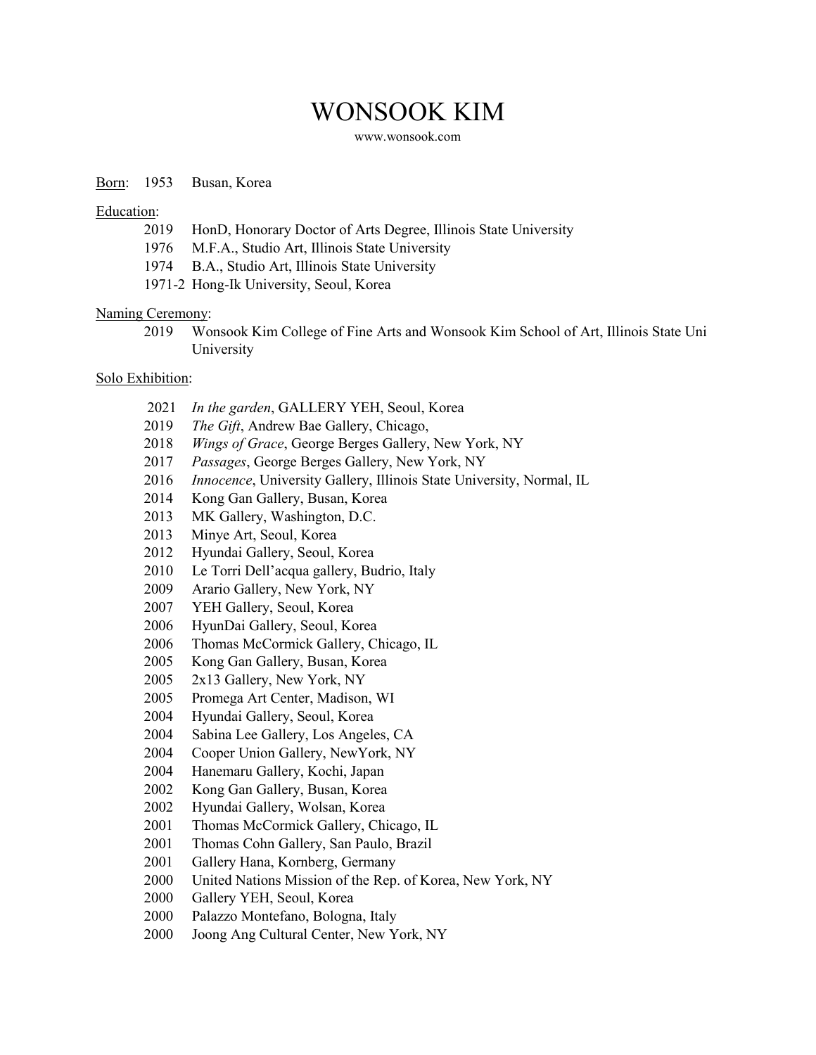# WONSOOK KIM

www.wonsook.com

Born: 1953 Busan, Korea

Education:

- 2019 HonD, Honorary Doctor of Arts Degree, Illinois State University
- 1976 M.F.A., Studio Art, Illinois State University
- 1974 B.A., Studio Art, Illinois State University
- 1971-2 Hong-Ik University, Seoul, Korea

Naming Ceremony:

- 2019 Wonsook Kim College of Fine Arts and Wonsook Kim School of Art, Illinois State Uni University

Solo Exhibition:

- 2021 *In the garden*, GALLERY YEH, Seoul, Korea
- 2019 *The Gift*, Andrew Bae Gallery, Chicago,
- 2018 *Wings of Grace*, George Berges Gallery, New York, NY
- 2017 *Passages*, George Berges Gallery, New York, NY
- 2016 *Innocence*, University Gallery, Illinois State University, Normal, IL
- 2014 Kong Gan Gallery, Busan, Korea
- 2013 MK Gallery, Washington, D.C.
- 2013 Minye Art, Seoul, Korea
- 2012 Hyundai Gallery, Seoul, Korea
- 2010 Le Torri Dell'acqua gallery, Budrio, Italy
- 2009 Arario Gallery, New York, NY
- 2007 YEH Gallery, Seoul, Korea
- 2006 HyunDai Gallery, Seoul, Korea
- 2006 Thomas McCormick Gallery, Chicago, IL
- 2005 Kong Gan Gallery, Busan, Korea
- 2005 2x13 Gallery, New York, NY
- 2005 Promega Art Center, Madison, WI
- 2004 Hyundai Gallery, Seoul, Korea
- 2004 Sabina Lee Gallery, Los Angeles, CA
- 2004 Cooper Union Gallery, NewYork, NY
- 2004 Hanemaru Gallery, Kochi, Japan
- 2002 Kong Gan Gallery, Busan, Korea
- 2002 Hyundai Gallery, Wolsan, Korea
- 2001 Thomas McCormick Gallery, Chicago, IL
- 2001 Thomas Cohn Gallery, San Paulo, Brazil
- 2001 Gallery Hana, Kornberg, Germany
- 2000 United Nations Mission of the Rep. of Korea, New York, NY
- 2000 Gallery YEH, Seoul, Korea
- 2000 Palazzo Montefano, Bologna, Italy
- 2000 Joong Ang Cultural Center, New York, NY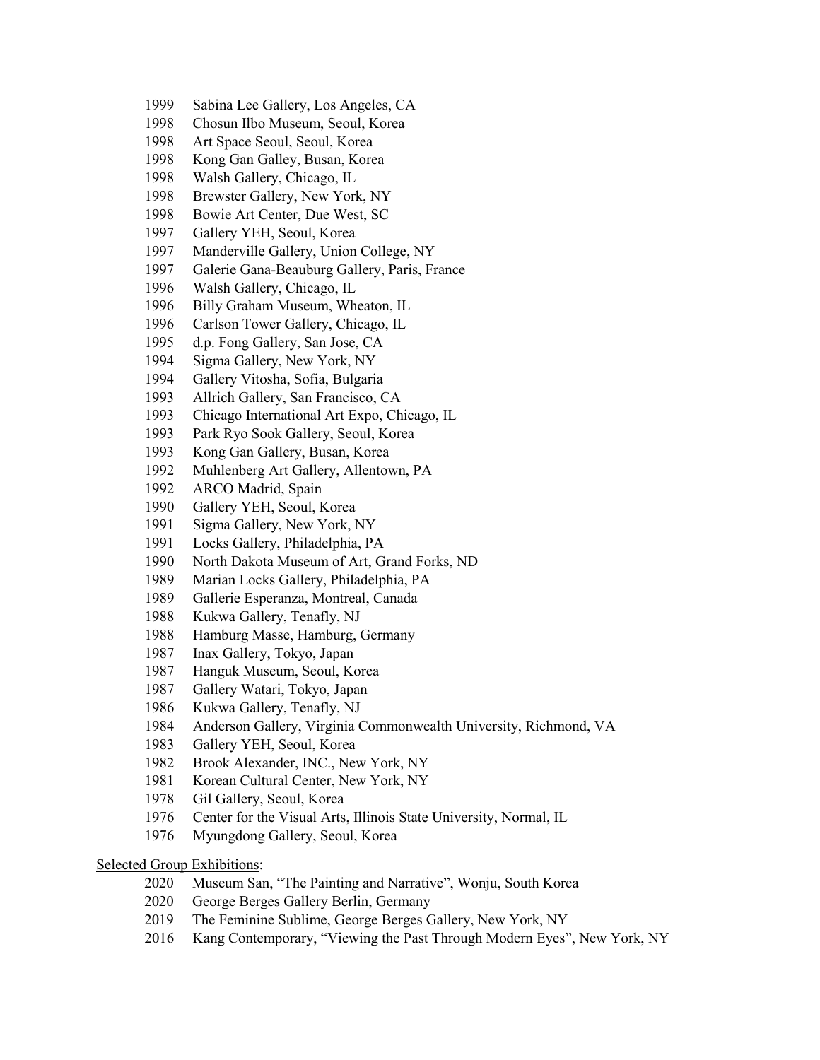1999 Sabina Lee Gallery, Los Angeles, CA
1998 Chosun Ilbo Museum, Seoul, Korea
1998 Art Space Seoul, Seoul, Korea
1998 Kong Gan Galley, Busan, Korea
1998 Walsh Gallery, Chicago, IL
1998 Brewster Gallery, New York, NY
1998 Bowie Art Center, Due West, SC
1997 Gallery YEH, Seoul, Korea
1997 Manderville Gallery, Union College, NY
1997 Galerie Gana-Beauburg Gallery, Paris, France
1996 Walsh Gallery, Chicago, IL
1996 Billy Graham Museum, Wheaton, IL
1996 Carlson Tower Gallery, Chicago, IL
1995 d.p. Fong Gallery, San Jose, CA
1994 Sigma Gallery, New York, NY
1994 Gallery Vitosha, Sofia, Bulgaria
1993 Allrich Gallery, San Francisco, CA
1993 Chicago International Art Expo, Chicago, IL
1993 Park Ryo Sook Gallery, Seoul, Korea
1993 Kong Gan Gallery, Busan, Korea
1992 Muhlenberg Art Gallery, Allentown, PA
1992 ARCO Madrid, Spain
1990 Gallery YEH, Seoul, Korea
1991 Sigma Gallery, New York, NY
1991 Locks Gallery, Philadelphia, PA
1990 North Dakota Museum of Art, Grand Forks, ND
1989 Marian Locks Gallery, Philadelphia, PA
1989 Gallerie Esperanza, Montreal, Canada
1988 Kukwa Gallery, Tenafly, NJ
1988 Hamburg Masse, Hamburg, Germany
1987 Inax Gallery, Tokyo, Japan
1987 Hanguk Museum, Seoul, Korea
1987 Gallery Watari, Tokyo, Japan
1986 Kukwa Gallery, Tenafly, NJ
1984 Anderson Gallery, Virginia Commonwealth University, Richmond, VA
1983 Gallery YEH, Seoul, Korea
1982 Brook Alexander, INC., New York, NY
1981 Korean Cultural Center, New York, NY
1978 Gil Gallery, Seoul, Korea
1976 Center for the Visual Arts, Illinois State University, Normal, IL
1976 Myungdong Gallery, Seoul, Korea

Selected Group Exhibitions:

2020 Museum San, "The Painting and Narrative", Wonju, South Korea
2020 George Berges Gallery Berlin, Germany
2019 The Feminine Sublime, George Berges Gallery, New York, NY
2016 Kang Contemporary, "Viewing the Past Through Modern Eyes", New York, NY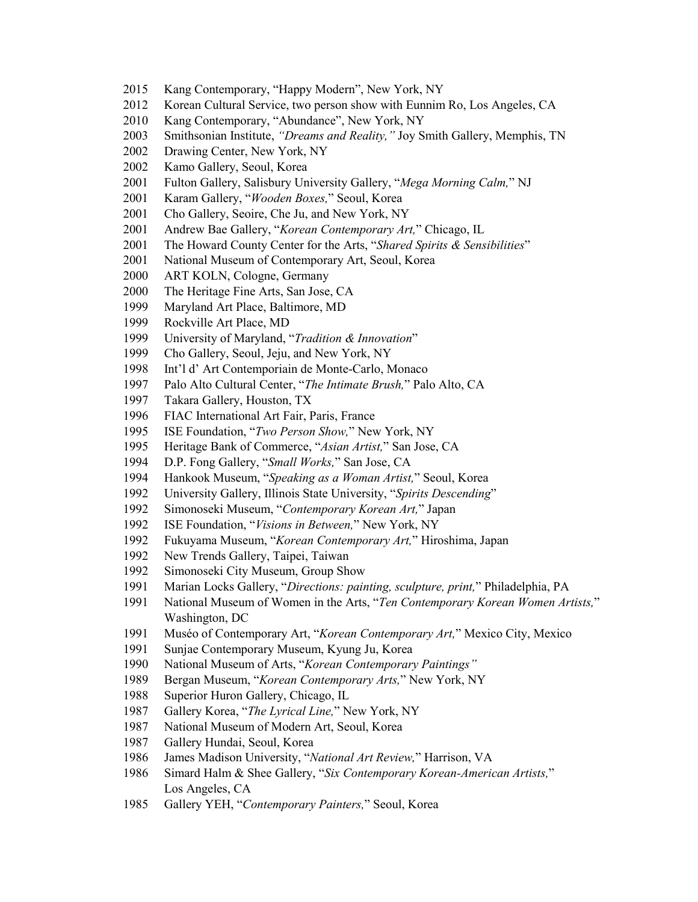2015 Kang Contemporary, "Happy Modern", New York, NY
2012 Korean Cultural Service, two person show with Eunnim Ro, Los Angeles, CA
2010 Kang Contemporary, "Abundance", New York, NY
2003 Smithsonian Institute, *"Dreams and Reality,"* Joy Smith Gallery, Memphis, TN
2002 Drawing Center, New York, NY
2002 Kamo Gallery, Seoul, Korea
2001 Fulton Gallery, Salisbury University Gallery, "*Mega Morning Calm,*" NJ
2001 Karam Gallery, "*Wooden Boxes,*" Seoul, Korea
2001 Cho Gallery, Seoire, Che Ju, and New York, NY
2001 Andrew Bae Gallery, "*Korean Contemporary Art,*" Chicago, IL
2001 The Howard County Center for the Arts, "*Shared Spirits & Sensibilities*"
2001 National Museum of Contemporary Art, Seoul, Korea
2000 ART KOLN, Cologne, Germany
2000 The Heritage Fine Arts, San Jose, CA
1999 Maryland Art Place, Baltimore, MD
1999 Rockville Art Place, MD
1999 University of Maryland, "*Tradition & Innovation*"
1999 Cho Gallery, Seoul, Jeju, and New York, NY
1998 Int'l d' Art Contemporiain de Monte-Carlo, Monaco
1997 Palo Alto Cultural Center, "*The Intimate Brush,*" Palo Alto, CA
1997 Takara Gallery, Houston, TX
1996 FIAC International Art Fair, Paris, France
1995 ISE Foundation, "*Two Person Show,*" New York, NY
1995 Heritage Bank of Commerce, "*Asian Artist,*" San Jose, CA
1994 D.P. Fong Gallery, "*Small Works,*" San Jose, CA
1994 Hankook Museum, "*Speaking as a Woman Artist,*" Seoul, Korea
1992 University Gallery, Illinois State University, "*Spirits Descending*"
1992 Simonoseki Museum, "*Contemporary Korean Art,*" Japan
1992 ISE Foundation, "*Visions in Between,*" New York, NY
1992 Fukuyama Museum, "*Korean Contemporary Art,*" Hiroshima, Japan
1992 New Trends Gallery, Taipei, Taiwan
1992 Simonoseki City Museum, Group Show
1991 Marian Locks Gallery, "*Directions: painting, sculpture, print,*" Philadelphia, PA
1991 National Museum of Women in the Arts, "*Ten Contemporary Korean Women Artists,*" Washington, DC
1991 Muséo of Contemporary Art, "*Korean Contemporary Art,*" Mexico City, Mexico
1991 Sunjae Contemporary Museum, Kyung Ju, Korea
1990 National Museum of Arts, "*Korean Contemporary Paintings"*
1989 Bergan Museum, "*Korean Contemporary Arts,*" New York, NY
1988 Superior Huron Gallery, Chicago, IL
1987 Gallery Korea, "*The Lyrical Line,*" New York, NY
1987 National Museum of Modern Art, Seoul, Korea
1987 Gallery Hundai, Seoul, Korea
1986 James Madison University, "*National Art Review,*" Harrison, VA
1986 Simard Halm & Shee Gallery, "*Six Contemporary Korean-American Artists,*" Los Angeles, CA
1985 Gallery YEH, "*Contemporary Painters,*" Seoul, Korea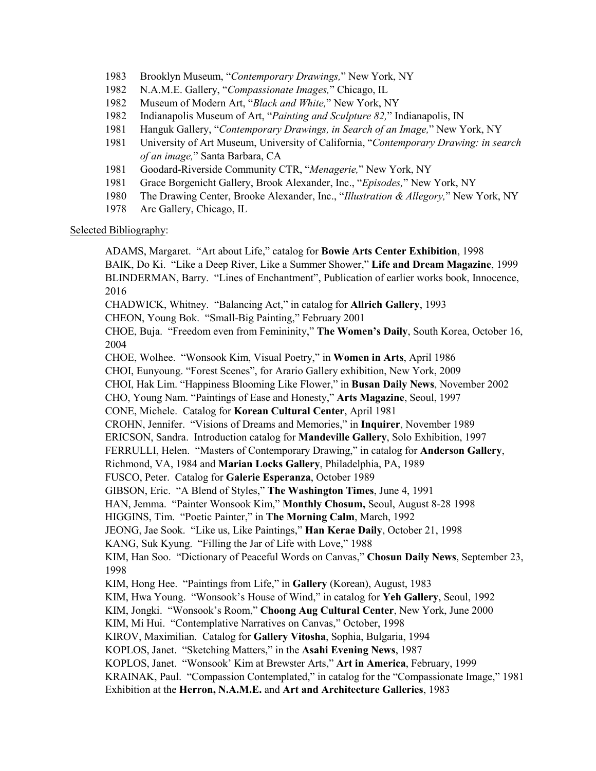1983 Brooklyn Museum, "*Contemporary Drawings,*" New York, NY
1982 N.A.M.E. Gallery, "*Compassionate Images,*" Chicago, IL
1982 Museum of Modern Art, "*Black and White,*" New York, NY
1982 Indianapolis Museum of Art, "*Painting and Sculpture 82,*" Indianapolis, IN
1981 Hanguk Gallery, "*Contemporary Drawings, in Search of an Image,*" New York, NY
1981 University of Art Museum, University of California, "*Contemporary Drawing: in search of an image,*" Santa Barbara, CA
1981 Goodard-Riverside Community CTR, "*Menagerie,*" New York, NY
1981 Grace Borgenicht Gallery, Brook Alexander, Inc., "*Episodes,*" New York, NY
1980 The Drawing Center, Brooke Alexander, Inc., "*Illustration & Allegory,*" New York, NY
1978 Arc Gallery, Chicago, IL

Selected Bibliography:

ADAMS, Margaret. "Art about Life," catalog for **Bowie Arts Center Exhibition**, 1998
BAIK, Do Ki. "Like a Deep River, Like a Summer Shower," **Life and Dream Magazine**, 1999
BLINDERMAN, Barry. "Lines of Enchantment", Publication of earlier works book, Innocence, 2016
CHADWICK, Whitney. "Balancing Act," in catalog for **Allrich Gallery**, 1993
CHEON, Young Bok. "Small-Big Painting," February 2001
CHOE, Buja. "Freedom even from Femininity," **The Women's Daily**, South Korea, October 16, 2004
CHOE, Wolhee. "Wonsook Kim, Visual Poetry," in **Women in Arts**, April 1986
CHOI, Eunyoung. "Forest Scenes", for Arario Gallery exhibition, New York, 2009
CHOI, Hak Lim. "Happiness Blooming Like Flower," in **Busan Daily News**, November 2002
CHO, Young Nam. "Paintings of Ease and Honesty," **Arts Magazine**, Seoul, 1997
CONE, Michele. Catalog for **Korean Cultural Center**, April 1981
CROHN, Jennifer. "Visions of Dreams and Memories," in **Inquirer**, November 1989
ERICSON, Sandra. Introduction catalog for **Mandeville Gallery**, Solo Exhibition, 1997
FERRULLI, Helen. "Masters of Contemporary Drawing," in catalog for **Anderson Gallery**, Richmond, VA, 1984 and **Marian Locks Gallery**, Philadelphia, PA, 1989
FUSCO, Peter. Catalog for **Galerie Esperanza**, October 1989
GIBSON, Eric. "A Blend of Styles," **The Washington Times**, June 4, 1991
HAN, Jemma. "Painter Wonsook Kim," **Monthly Chosum,** Seoul, August 8-28 1998
HIGGINS, Tim. "Poetic Painter," in **The Morning Calm**, March, 1992
JEONG, Jae Sook. "Like us, Like Paintings," **Han Kerae Daily**, October 21, 1998
KANG, Suk Kyung. "Filling the Jar of Life with Love," 1988
KIM, Han Soo. "Dictionary of Peaceful Words on Canvas," **Chosun Daily News**, September 23, 1998
KIM, Hong Hee. "Paintings from Life," in **Gallery** (Korean), August, 1983
KIM, Hwa Young. "Wonsook's House of Wind," in catalog for **Yeh Gallery**, Seoul, 1992
KIM, Jongki. "Wonsook's Room," **Choong Aug Cultural Center**, New York, June 2000
KIM, Mi Hui. "Contemplative Narratives on Canvas," October, 1998
KIROV, Maximilian. Catalog for **Gallery Vitosha**, Sophia, Bulgaria, 1994
KOPLOS, Janet. "Sketching Matters," in the **Asahi Evening News**, 1987
KOPLOS, Janet. "Wonsook' Kim at Brewster Arts," **Art in America**, February, 1999
KRAINAK, Paul. "Compassion Contemplated," in catalog for the "Compassionate Image," 1981 Exhibition at the **Herron, N.A.M.E.** and **Art and Architecture Galleries**, 1983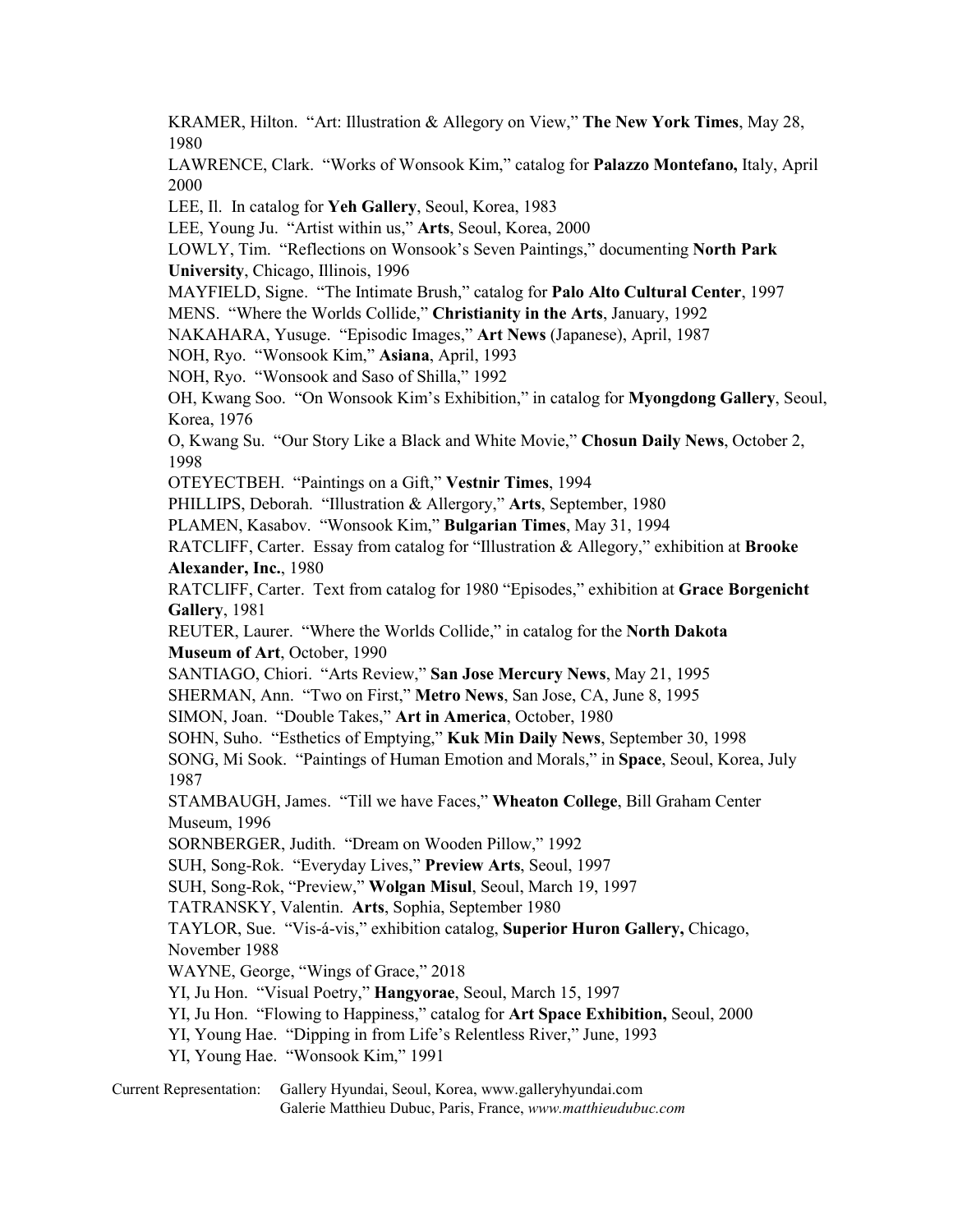KRAMER, Hilton. "Art: Illustration & Allegory on View," **The New York Times**, May 28, 1980

LAWRENCE, Clark. "Works of Wonsook Kim," catalog for **Palazzo Montefano,** Italy, April 2000

LEE, Il. In catalog for **Yeh Gallery**, Seoul, Korea, 1983

LEE, Young Ju. "Artist within us," **Arts**, Seoul, Korea, 2000

LOWLY, Tim. "Reflections on Wonsook's Seven Paintings," documenting **North Park University**, Chicago, Illinois, 1996

MAYFIELD, Signe. "The Intimate Brush," catalog for **Palo Alto Cultural Center**, 1997

MENS. "Where the Worlds Collide," **Christianity in the Arts**, January, 1992

NAKAHARA, Yusuge. "Episodic Images," **Art News** (Japanese), April, 1987

NOH, Ryo. "Wonsook Kim," **Asiana**, April, 1993

NOH, Ryo. "Wonsook and Saso of Shilla," 1992

OH, Kwang Soo. "On Wonsook Kim's Exhibition," in catalog for **Myongdong Gallery**, Seoul, Korea, 1976

O, Kwang Su. "Our Story Like a Black and White Movie," **Chosun Daily News**, October 2, 1998

OTEYECTBEH. "Paintings on a Gift," **Vestnir Times**, 1994

PHILLIPS, Deborah. "Illustration & Allergory," **Arts**, September, 1980

PLAMEN, Kasabov. "Wonsook Kim," **Bulgarian Times**, May 31, 1994

RATCLIFF, Carter. Essay from catalog for "Illustration & Allegory," exhibition at **Brooke Alexander, Inc.**, 1980

RATCLIFF, Carter. Text from catalog for 1980 "Episodes," exhibition at **Grace Borgenicht Gallery**, 1981

REUTER, Laurer. "Where the Worlds Collide," in catalog for the **North Dakota Museum of Art**, October, 1990

SANTIAGO, Chiori. "Arts Review," **San Jose Mercury News**, May 21, 1995

SHERMAN, Ann. "Two on First," **Metro News**, San Jose, CA, June 8, 1995

SIMON, Joan. "Double Takes," **Art in America**, October, 1980

SOHN, Suho. "Esthetics of Emptying," **Kuk Min Daily News**, September 30, 1998

SONG, Mi Sook. "Paintings of Human Emotion and Morals," in **Space**, Seoul, Korea, July 1987

STAMBAUGH, James. "Till we have Faces," **Wheaton College**, Bill Graham Center Museum, 1996

SORNBERGER, Judith. "Dream on Wooden Pillow," 1992

SUH, Song-Rok. "Everyday Lives," **Preview Arts**, Seoul, 1997

SUH, Song-Rok, "Preview," **Wolgan Misul**, Seoul, March 19, 1997

TATRANSKY, Valentin. **Arts**, Sophia, September 1980

TAYLOR, Sue. "Vis-á-vis," exhibition catalog, **Superior Huron Gallery,** Chicago, November 1988

WAYNE, George, "Wings of Grace," 2018

YI, Ju Hon. "Visual Poetry," **Hangyorae**, Seoul, March 15, 1997

YI, Ju Hon. "Flowing to Happiness," catalog for **Art Space Exhibition,** Seoul, 2000

YI, Young Hae. "Dipping in from Life's Relentless River," June, 1993

YI, Young Hae. "Wonsook Kim," 1991

Current Representation: Gallery Hyundai, Seoul, Korea, www.galleryhyundai.com
Galerie Matthieu Dubuc, Paris, France, *www.matthieudubuc.com*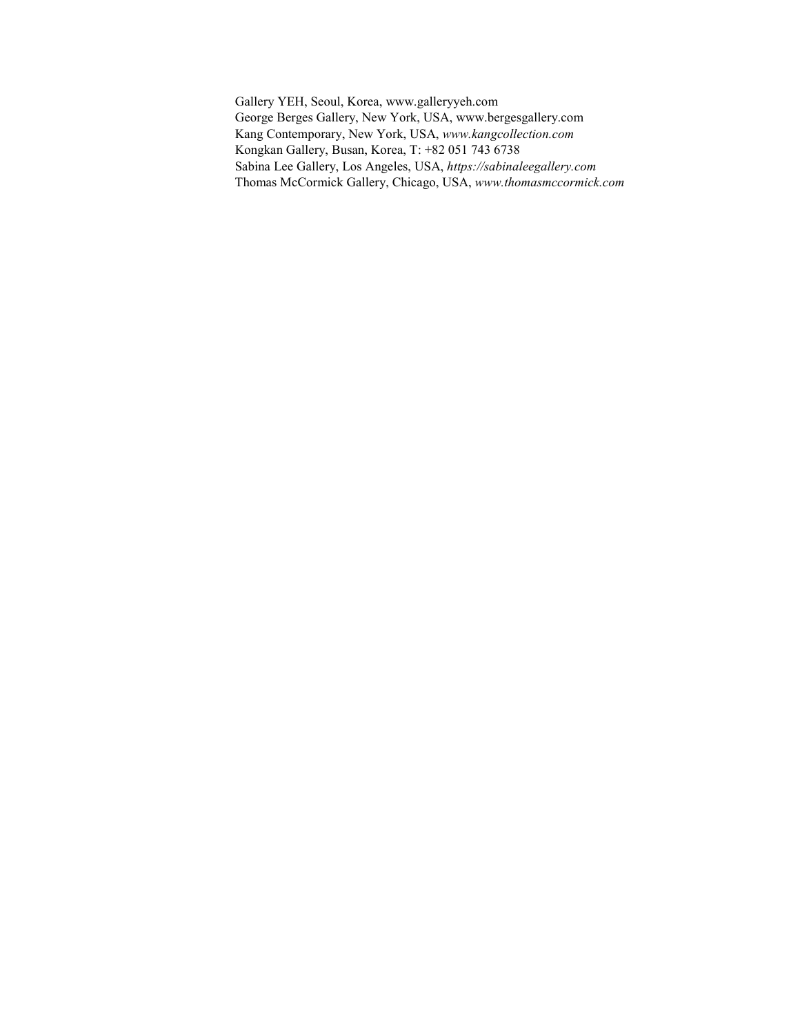Gallery YEH, Seoul, Korea, www.galleryyeh.com
George Berges Gallery, New York, USA, www.bergesgallery.com
Kang Contemporary, New York, USA, *www.kangcollection.com*
Kongkan Gallery, Busan, Korea, T: +82 051 743 6738
Sabina Lee Gallery, Los Angeles, USA, *https://sabinaleegallery.com*
Thomas McCormick Gallery, Chicago, USA, *www.thomasmccormick.com*